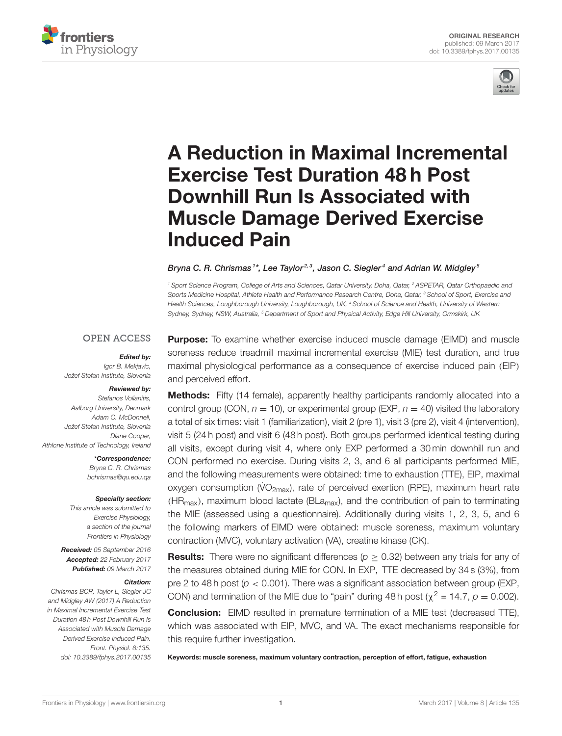ORIGINAL RESEARCH
published: 09 March 2017
doi: 10.3389/fphys.2017.00135

# A Reduction in Maximal Incremental Exercise Test Duration 48 h Post Downhill Run Is Associated with Muscle Damage Derived Exercise Induced Pain

Bryna C. R. Chrismas[1]*, Lee Taylor[2,3], Jason C. Siegler[4] and Adrian W. Midgley[5]

[1] Sport Science Program, College of Arts and Sciences, Qatar University, Doha, Qatar, [2] ASPETAR, Qatar Orthopaedic and Sports Medicine Hospital, Athlete Health and Performance Research Centre, Doha, Qatar, [3] School of Sport, Exercise and Health Sciences, Loughborough University, Loughborough, UK, [4] School of Science and Health, University of Western Sydney, Sydney, NSW, Australia, [5] Department of Sport and Physical Activity, Edge Hill University, Ormskirk, UK

OPEN ACCESS

*Edited by:*
*Igor B. Mekjavic, Jožef Stefan Institute, Slovenia*

*Reviewed by:*
*Stefanos Volianitis, Aalborg University, Denmark*
*Adam C. McDonnell, Jožef Stefan Institute, Slovenia*
*Diane Cooper, Athlone Institute of Technology, Ireland*

***Correspondence:**
*Bryna C. R. Chrismas*
*bchrismas@qu.edu.qa*

**Specialty section:**
*This article was submitted to Exercise Physiology, a section of the journal Frontiers in Physiology*

**Received:** *05 September 2016*
**Accepted:** *22 February 2017*
**Published:** *09 March 2017*

**Citation:**
*Chrismas BCR, Taylor L, Siegler JC and Midgley AW (2017) A Reduction in Maximal Incremental Exercise Test Duration 48 h Post Downhill Run Is Associated with Muscle Damage Derived Exercise Induced Pain. Front. Physiol. 8:135. doi: 10.3389/fphys.2017.00135*

**Purpose:** To examine whether exercise induced muscle damage (EIMD) and muscle soreness reduce treadmill maximal incremental exercise (MIE) test duration, and true maximal physiological performance as a consequence of exercise induced pain (EIP) and perceived effort.

**Methods:** Fifty (14 female), apparently healthy participants randomly allocated into a control group (CON, $n = 10$), or experimental group (EXP, $n = 40$) visited the laboratory a total of six times: visit 1 (familiarization), visit 2 (pre 1), visit 3 (pre 2), visit 4 (intervention), visit 5 (24 h post) and visit 6 (48 h post). Both groups performed identical testing during all visits, except during visit 4, where only EXP performed a 30 min downhill run and CON performed no exercise. During visits 2, 3, and 6 all participants performed MIE, and the following measurements were obtained: time to exhaustion (TTE), EIP, maximal oxygen consumption ($\dot{V}O_{2max}$), rate of perceived exertion (RPE), maximum heart rate ($HR_{max}$), maximum blood lactate ($BLa_{max}$), and the contribution of pain to terminating the MIE (assessed using a questionnaire). Additionally during visits 1, 2, 3, 5, and 6 the following markers of EIMD were obtained: muscle soreness, maximum voluntary contraction (MVC), voluntary activation (VA), creatine kinase (CK).

**Results:** There were no significant differences ($p \geq 0.32$) between any trials for any of the measures obtained during MIE for CON. In EXP, TTE decreased by 34 s (3%), from pre 2 to 48 h post ($p < 0.001$). There was a significant association between group (EXP, CON) and termination of the MIE due to "pain" during 48 h post ($\chi^2 = 14.7$, $p = 0.002$).

**Conclusion:** EIMD resulted in premature termination of a MIE test (decreased TTE), which was associated with EIP, MVC, and VA. The exact mechanisms responsible for this require further investigation.

**Keywords: muscle soreness, maximum voluntary contraction, perception of effort, fatigue, exhaustion**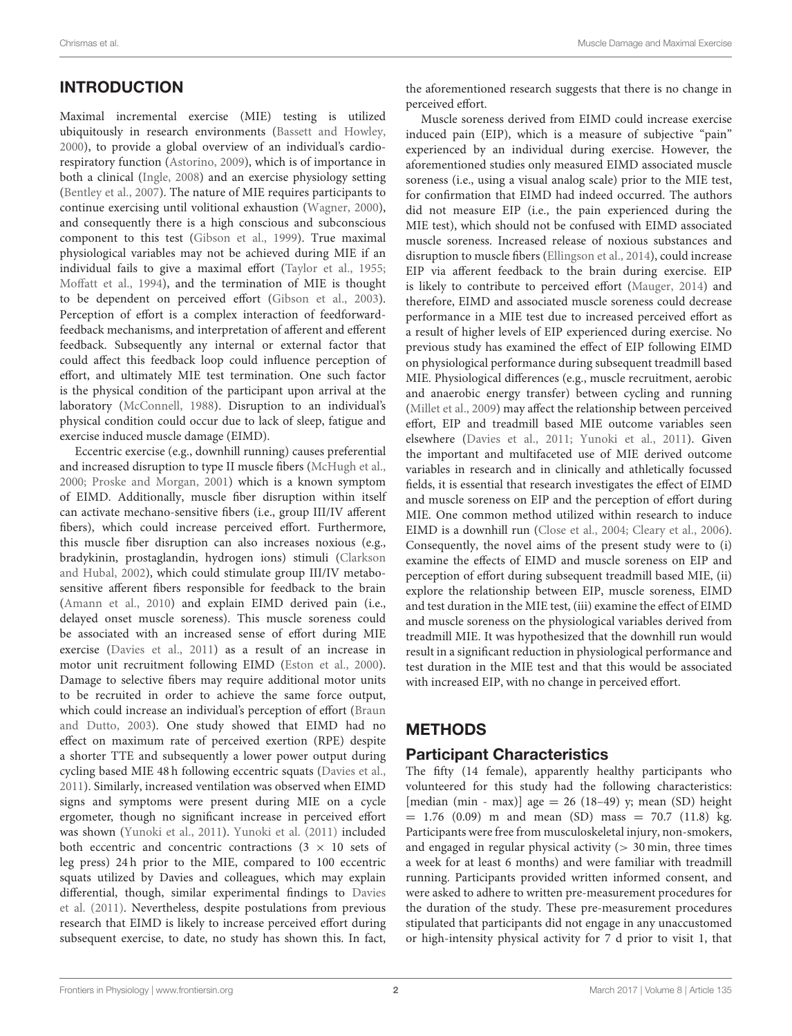## INTRODUCTION

Maximal incremental exercise (MIE) testing is utilized ubiquitously in research environments (Bassett and Howley, 2000), to provide a global overview of an individual's cardio-respiratory function (Astorino, 2009), which is of importance in both a clinical (Ingle, 2008) and an exercise physiology setting (Bentley et al., 2007). The nature of MIE requires participants to continue exercising until volitional exhaustion (Wagner, 2000), and consequently there is a high conscious and subconscious component to this test (Gibson et al., 1999). True maximal physiological variables may not be achieved during MIE if an individual fails to give a maximal effort (Taylor et al., 1955; Moffatt et al., 1994), and the termination of MIE is thought to be dependent on perceived effort (Gibson et al., 2003). Perception of effort is a complex interaction of feedforward-feedback mechanisms, and interpretation of afferent and efferent feedback. Subsequently any internal or external factor that could affect this feedback loop could influence perception of effort, and ultimately MIE test termination. One such factor is the physical condition of the participant upon arrival at the laboratory (McConnell, 1988). Disruption to an individual's physical condition could occur due to lack of sleep, fatigue and exercise induced muscle damage (EIMD).

Eccentric exercise (e.g., downhill running) causes preferential and increased disruption to type II muscle fibers (McHugh et al., 2000; Proske and Morgan, 2001) which is a known symptom of EIMD. Additionally, muscle fiber disruption within itself can activate mechano-sensitive fibers (i.e., group III/IV afferent fibers), which could increase perceived effort. Furthermore, this muscle fiber disruption can also increases noxious (e.g., bradykinin, prostaglandin, hydrogen ions) stimuli (Clarkson and Hubal, 2002), which could stimulate group III/IV metabo-sensitive afferent fibers responsible for feedback to the brain (Amann et al., 2010) and explain EIMD derived pain (i.e., delayed onset muscle soreness). This muscle soreness could be associated with an increased sense of effort during MIE exercise (Davies et al., 2011) as a result of an increase in motor unit recruitment following EIMD (Eston et al., 2000). Damage to selective fibers may require additional motor units to be recruited in order to achieve the same force output, which could increase an individual's perception of effort (Braun and Dutto, 2003). One study showed that EIMD had no effect on maximum rate of perceived exertion (RPE) despite a shorter TTE and subsequently a lower power output during cycling based MIE 48 h following eccentric squats (Davies et al., 2011). Similarly, increased ventilation was observed when EIMD signs and symptoms were present during MIE on a cycle ergometer, though no significant increase in perceived effort was shown (Yunoki et al., 2011). Yunoki et al. (2011) included both eccentric and concentric contractions ($3 \times 10$ sets of leg press) 24 h prior to the MIE, compared to 100 eccentric squats utilized by Davies and colleagues, which may explain differential, though, similar experimental findings to Davies et al. (2011). Nevertheless, despite postulations from previous research that EIMD is likely to increase perceived effort during subsequent exercise, to date, no study has shown this. In fact, the aforementioned research suggests that there is no change in perceived effort.

Muscle soreness derived from EIMD could increase exercise induced pain (EIP), which is a measure of subjective "pain" experienced by an individual during exercise. However, the aforementioned studies only measured EIMD associated muscle soreness (i.e., using a visual analog scale) prior to the MIE test, for confirmation that EIMD had indeed occurred. The authors did not measure EIP (i.e., the pain experienced during the MIE test), which should not be confused with EIMD associated muscle soreness. Increased release of noxious substances and disruption to muscle fibers (Ellingson et al., 2014), could increase EIP via afferent feedback to the brain during exercise. EIP is likely to contribute to perceived effort (Mauger, 2014) and therefore, EIMD and associated muscle soreness could decrease performance in a MIE test due to increased perceived effort as a result of higher levels of EIP experienced during exercise. No previous study has examined the effect of EIP following EIMD on physiological performance during subsequent treadmill based MIE. Physiological differences (e.g., muscle recruitment, aerobic and anaerobic energy transfer) between cycling and running (Millet et al., 2009) may affect the relationship between perceived effort, EIP and treadmill based MIE outcome variables seen elsewhere (Davies et al., 2011; Yunoki et al., 2011). Given the important and multifaceted use of MIE derived outcome variables in research and in clinically and athletically focussed fields, it is essential that research investigates the effect of EIMD and muscle soreness on EIP and the perception of effort during MIE. One common method utilized within research to induce EIMD is a downhill run (Close et al., 2004; Cleary et al., 2006). Consequently, the novel aims of the present study were to (i) examine the effects of EIMD and muscle soreness on EIP and perception of effort during subsequent treadmill based MIE, (ii) explore the relationship between EIP, muscle soreness, EIMD and test duration in the MIE test, (iii) examine the effect of EIMD and muscle soreness on the physiological variables derived from treadmill MIE. It was hypothesized that the downhill run would result in a significant reduction in physiological performance and test duration in the MIE test and that this would be associated with increased EIP, with no change in perceived effort.

## METHODS

### Participant Characteristics

The fifty (14 female), apparently healthy participants who volunteered for this study had the following characteristics: [median (min - max)] age = 26 (18–49) y; mean (SD) height = 1.76 (0.09) m and mean (SD) mass = 70.7 (11.8) kg. Participants were free from musculoskeletal injury, non-smokers, and engaged in regular physical activity (> 30 min, three times a week for at least 6 months) and were familiar with treadmill running. Participants provided written informed consent, and were asked to adhere to written pre-measurement procedures for the duration of the study. These pre-measurement procedures stipulated that participants did not engage in any unaccustomed or high-intensity physical activity for 7 d prior to visit 1, that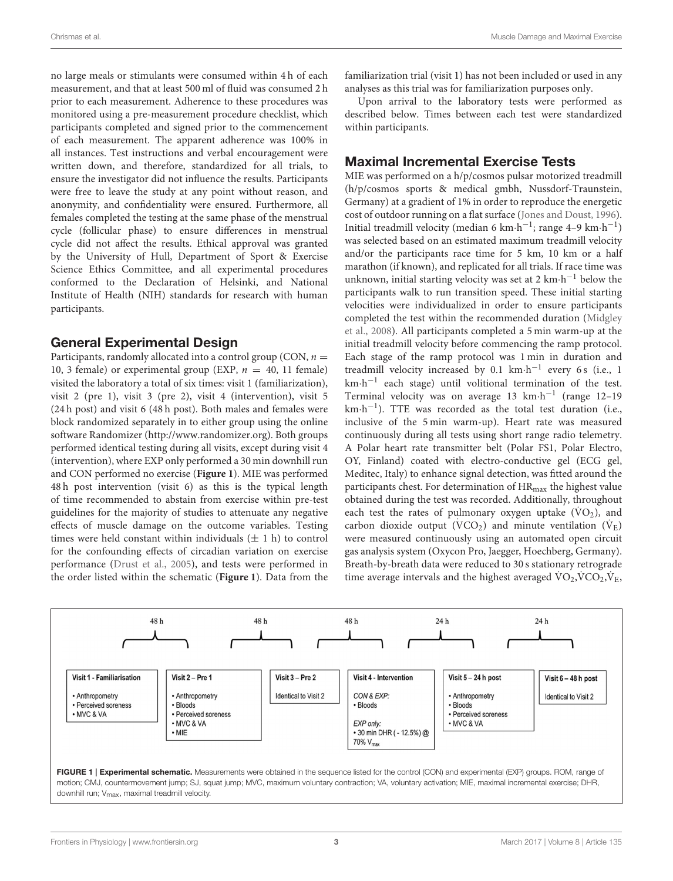no large meals or stimulants were consumed within 4 h of each measurement, and that at least 500 ml of fluid was consumed 2 h prior to each measurement. Adherence to these procedures was monitored using a pre-measurement procedure checklist, which participants completed and signed prior to the commencement of each measurement. The apparent adherence was 100% in all instances. Test instructions and verbal encouragement were written down, and therefore, standardized for all trials, to ensure the investigator did not influence the results. Participants were free to leave the study at any point without reason, and anonymity, and confidentiality were ensured. Furthermore, all females completed the testing at the same phase of the menstrual cycle (follicular phase) to ensure differences in menstrual cycle did not affect the results. Ethical approval was granted by the University of Hull, Department of Sport & Exercise Science Ethics Committee, and all experimental procedures conformed to the Declaration of Helsinki, and National Institute of Health (NIH) standards for research with human participants.

## General Experimental Design

Participants, randomly allocated into a control group (CON, $n = 10$, 3 female) or experimental group (EXP, $n = 40$, 11 female) visited the laboratory a total of six times: visit 1 (familiarization), visit 2 (pre 1), visit 3 (pre 2), visit 4 (intervention), visit 5 (24 h post) and visit 6 (48 h post). Both males and females were block randomized separately in to either group using the online software Randomizer (http://www.randomizer.org). Both groups performed identical testing during all visits, except during visit 4 (intervention), where EXP only performed a 30 min downhill run and CON performed no exercise (**Figure 1**). MIE was performed 48 h post intervention (visit 6) as this is the typical length of time recommended to abstain from exercise within pre-test guidelines for the majority of studies to attenuate any negative effects of muscle damage on the outcome variables. Testing times were held constant within individuals ($\pm$ 1 h) to control for the confounding effects of circadian variation on exercise performance (Drust et al., 2005), and tests were performed in the order listed within the schematic (**Figure 1**). Data from the familiarization trial (visit 1) has not been included or used in any analyses as this trial was for familiarization purposes only.

Upon arrival to the laboratory tests were performed as described below. Times between each test were standardized within participants.

## Maximal Incremental Exercise Tests

MIE was performed on a h/p/cosmos pulsar motorized treadmill (h/p/cosmos sports & medical gmbh, Nussdorf-Traunstein, Germany) at a gradient of 1% in order to reproduce the energetic cost of outdoor running on a flat surface (Jones and Doust, 1996). Initial treadmill velocity (median 6 $km \cdot h^{-1}$; range 4–9 $km \cdot h^{-1}$) was selected based on an estimated maximum treadmill velocity and/or the participants race time for 5 km, 10 km or a half marathon (if known), and replicated for all trials. If race time was unknown, initial starting velocity was set at 2 $km \cdot h^{-1}$ below the participants walk to run transition speed. These initial starting velocities were individualized in order to ensure participants completed the test within the recommended duration (Midgley et al., 2008). All participants completed a 5 min warm-up at the initial treadmill velocity before commencing the ramp protocol. Each stage of the ramp protocol was 1 min in duration and treadmill velocity increased by 0.1 $km \cdot h^{-1}$ every 6 s (i.e., 1 $km \cdot h^{-1}$ each stage) until volitional termination of the test. Terminal velocity was on average 13 $km \cdot h^{-1}$ (range 12–19 $km \cdot h^{-1}$). TTE was recorded as the total test duration (i.e., inclusive of the 5 min warm-up). Heart rate was measured continuously during all tests using short range radio telemetry. A Polar heart rate transmitter belt (Polar FS1, Polar Electro, OY, Finland) coated with electro-conductive gel (ECG gel, Meditec, Italy) to enhance signal detection, was fitted around the participants chest. For determination of $HR_{max}$ the highest value obtained during the test was recorded. Additionally, throughout each test the rates of pulmonary oxygen uptake ($\dot{V}O_2$), and carbon dioxide output ($\dot{V}CO_2$) and minute ventilation ($\dot{V}_E$) were measured continuously using an automated open circuit gas analysis system (Oxycon Pro, Jaegger, Hoechberg, Germany). Breath-by-breath data were reduced to 30 s stationary retrograde time average intervals and the highest averaged $\dot{V}O_2$, $\dot{V}CO_2$, $\dot{V}_E$,

| 48 h | 48 h | 48 h | 24 h | 24 h | |
|---|---|---|---|---|---|
| **Visit 1 - Familiarisation** | **Visit 2 – Pre 1** | **Visit 3 – Pre 2** | **Visit 4 - Intervention** | **Visit 5 – 24 h post** | **Visit 6 – 48 h post** |
| • Anthropometry<br>• Perceived soreness<br>• MVC & VA | • Anthropometry<br>• Bloods<br>• Perceived soreness<br>• MVC & VA<br>• MIE | Identical to Visit 2 | *CON & EXP:*<br>• Bloods<br><br>*EXP only:*<br>• 30 min DHR (- 12.5%) @ 70% $V_{max}$ | • Anthropometry<br>• Bloods<br>• Perceived soreness<br>• MVC & VA | Identical to Visit 2 |

**FIGURE 1 | Experimental schematic.** Measurements were obtained in the sequence listed for the control (CON) and experimental (EXP) groups. ROM, range of motion; CMJ, countermovement jump; SJ, squat jump; MVC, maximum voluntary contraction; VA, voluntary activation; MIE, maximal incremental exercise; DHR, downhill run; $V_{max}$, maximal treadmill velocity.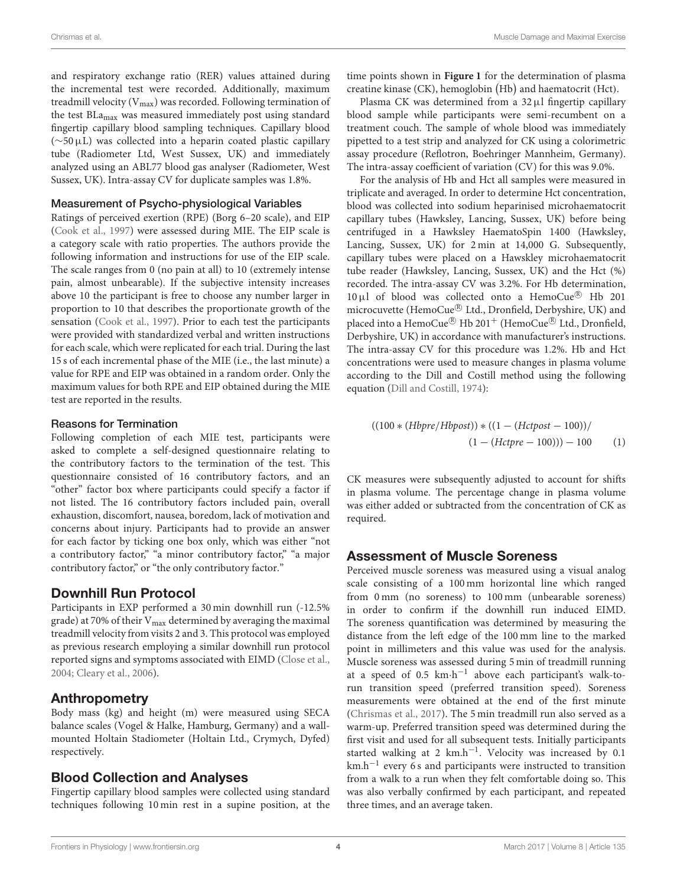and respiratory exchange ratio (RER) values attained during the incremental test were recorded. Additionally, maximum treadmill velocity ($V_{max}$) was recorded. Following termination of the test $BLa_{max}$ was measured immediately post using standard fingertip capillary blood sampling techniques. Capillary blood (~50 μL) was collected into a heparin coated plastic capillary tube (Radiometer Ltd, West Sussex, UK) and immediately analyzed using an ABL77 blood gas analyser (Radiometer, West Sussex, UK). Intra-assay CV for duplicate samples was 1.8%.

### Measurement of Psycho-physiological Variables

Ratings of perceived exertion (RPE) (Borg 6–20 scale), and EIP (Cook et al., 1997) were assessed during MIE. The EIP scale is a category scale with ratio properties. The authors provide the following information and instructions for use of the EIP scale. The scale ranges from 0 (no pain at all) to 10 (extremely intense pain, almost unbearable). If the subjective intensity increases above 10 the participant is free to choose any number larger in proportion to 10 that describes the proportionate growth of the sensation (Cook et al., 1997). Prior to each test the participants were provided with standardized verbal and written instructions for each scale, which were replicated for each trial. During the last 15 s of each incremental phase of the MIE (i.e., the last minute) a value for RPE and EIP was obtained in a random order. Only the maximum values for both RPE and EIP obtained during the MIE test are reported in the results.

### Reasons for Termination

Following completion of each MIE test, participants were asked to complete a self-designed questionnaire relating to the contributory factors to the termination of the test. This questionnaire consisted of 16 contributory factors, and an "other" factor box where participants could specify a factor if not listed. The 16 contributory factors included pain, overall exhaustion, discomfort, nausea, boredom, lack of motivation and concerns about injury. Participants had to provide an answer for each factor by ticking one box only, which was either "not a contributory factor," "a minor contributory factor," "a major contributory factor," or "the only contributory factor."

## Downhill Run Protocol

Participants in EXP performed a 30 min downhill run (-12.5% grade) at 70% of their $V_{max}$ determined by averaging the maximal treadmill velocity from visits 2 and 3. This protocol was employed as previous research employing a similar downhill run protocol reported signs and symptoms associated with EIMD (Close et al., 2004; Cleary et al., 2006).

## Anthropometry

Body mass (kg) and height (m) were measured using SECA balance scales (Vogel & Halke, Hamburg, Germany) and a wall-mounted Holtain Stadiometer (Holtain Ltd., Crymych, Dyfed) respectively.

## Blood Collection and Analyses

Fingertip capillary blood samples were collected using standard techniques following 10 min rest in a supine position, at the time points shown in **Figure 1** for the determination of plasma creatine kinase (CK), hemoglobin (Hb) and haematocrit (Hct).

Plasma CK was determined from a 32 μl fingertip capillary blood sample while participants were semi-recumbent on a treatment couch. The sample of whole blood was immediately pipetted to a test strip and analyzed for CK using a colorimetric assay procedure (Reflotron, Boehringer Mannheim, Germany). The intra-assay coefficient of variation (CV) for this was 9.0%.

For the analysis of Hb and Hct all samples were measured in triplicate and averaged. In order to determine Hct concentration, blood was collected into sodium heparinised microhaematocrit capillary tubes (Hawksley, Lancing, Sussex, UK) before being centrifuged in a Hawksley HaematoSpin 1400 (Hawksley, Lancing, Sussex, UK) for 2 min at 14,000 G. Subsequently, capillary tubes were placed on a Hawskley microhaematocrit tube reader (Hawksley, Lancing, Sussex, UK) and the Hct (%) recorded. The intra-assay CV was 3.2%. For Hb determination, 10 μl of blood was collected onto a HemoCue® Hb 201 microcuvette (HemoCue® Ltd., Dronfield, Derbyshire, UK) and placed into a HemoCue® Hb 201⁺ (HemoCue® Ltd., Dronfield, Derbyshire, UK) in accordance with manufacturer's instructions. The intra-assay CV for this procedure was 1.2%. Hb and Hct concentrations were used to measure changes in plasma volume according to the Dill and Costill method using the following equation (Dill and Costill, 1974):

$$((100 * (Hbpre/Hbpost)) * ((1 - (Hctpost - 100))/(1 - (Hctpre - 100))) - 100 \quad (1)$$

CK measures were subsequently adjusted to account for shifts in plasma volume. The percentage change in plasma volume was either added or subtracted from the concentration of CK as required.

## Assessment of Muscle Soreness

Perceived muscle soreness was measured using a visual analog scale consisting of a 100 mm horizontal line which ranged from 0 mm (no soreness) to 100 mm (unbearable soreness) in order to confirm if the downhill run induced EIMD. The soreness quantification was determined by measuring the distance from the left edge of the 100 mm line to the marked point in millimeters and this value was used for the analysis. Muscle soreness was assessed during 5 min of treadmill running at a speed of 0.5 $km \cdot h^{-1}$ above each participant's walk-to-run transition speed (preferred transition speed). Soreness measurements were obtained at the end of the first minute (Chrismas et al., 2017). The 5 min treadmill run also served as a warm-up. Preferred transition speed was determined during the first visit and used for all subsequent tests. Initially participants started walking at 2 $km.h^{-1}$. Velocity was increased by 0.1 $km.h^{-1}$ every 6 s and participants were instructed to transition from a walk to a run when they felt comfortable doing so. This was also verbally confirmed by each participant, and repeated three times, and an average taken.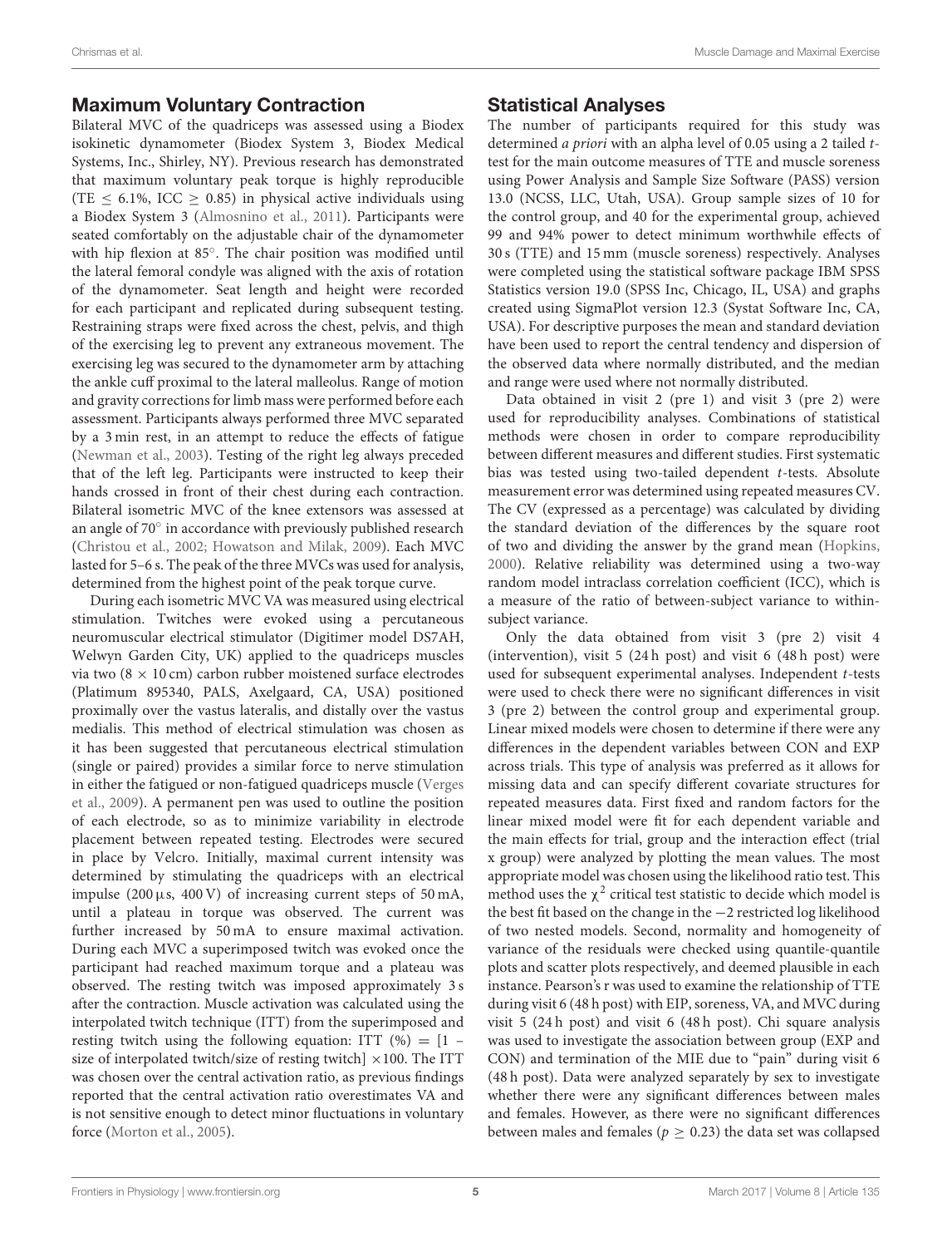## Maximum Voluntary Contraction

Bilateral MVC of the quadriceps was assessed using a Biodex isokinetic dynamometer (Biodex System 3, Biodex Medical Systems, Inc., Shirley, NY). Previous research has demonstrated that maximum voluntary peak torque is highly reproducible (TE $\leq$ 6.1%, ICC $\geq$ 0.85) in physical active individuals using a Biodex System 3 (Almosnino et al., 2011). Participants were seated comfortably on the adjustable chair of the dynamometer with hip flexion at 85°. The chair position was modified until the lateral femoral condyle was aligned with the axis of rotation of the dynamometer. Seat length and height were recorded for each participant and replicated during subsequent testing. Restraining straps were fixed across the chest, pelvis, and thigh of the exercising leg to prevent any extraneous movement. The exercising leg was secured to the dynamometer arm by attaching the ankle cuff proximal to the lateral malleolus. Range of motion and gravity corrections for limb mass were performed before each assessment. Participants always performed three MVC separated by a 3 min rest, in an attempt to reduce the effects of fatigue (Newman et al., 2003). Testing of the right leg always preceded that of the left leg. Participants were instructed to keep their hands crossed in front of their chest during each contraction. Bilateral isometric MVC of the knee extensors was assessed at an angle of 70° in accordance with previously published research (Christou et al., 2002; Howatson and Milak, 2009). Each MVC lasted for 5–6 s. The peak of the three MVCs was used for analysis, determined from the highest point of the peak torque curve.

During each isometric MVC VA was measured using electrical stimulation. Twitches were evoked using a percutaneous neuromuscular electrical stimulator (Digitimer model DS7AH, Welwyn Garden City, UK) applied to the quadriceps muscles via two (8 × 10 cm) carbon rubber moistened surface electrodes (Platimum 895340, PALS, Axelgaard, CA, USA) positioned proximally over the vastus lateralis, and distally over the vastus medialis. This method of electrical stimulation was chosen as it has been suggested that percutaneous electrical stimulation (single or paired) provides a similar force to nerve stimulation in either the fatigued or non-fatigued quadriceps muscle (Verges et al., 2009). A permanent pen was used to outline the position of each electrode, so as to minimize variability in electrode placement between repeated testing. Electrodes were secured in place by Velcro. Initially, maximal current intensity was determined by stimulating the quadriceps with an electrical impulse (200 μs, 400 V) of increasing current steps of 50 mA, until a plateau in torque was observed. The current was further increased by 50 mA to ensure maximal activation. During each MVC a superimposed twitch was evoked once the participant had reached maximum torque and a plateau was observed. The resting twitch was imposed approximately 3 s after the contraction. Muscle activation was calculated using the interpolated twitch technique (ITT) from the superimposed and resting twitch using the following equation: ITT (%) = [1 − size of interpolated twitch/size of resting twitch] ×100. The ITT was chosen over the central activation ratio, as previous findings reported that the central activation ratio overestimates VA and is not sensitive enough to detect minor fluctuations in voluntary force (Morton et al., 2005).

## Statistical Analyses

The number of participants required for this study was determined *a priori* with an alpha level of 0.05 using a 2 tailed *t*-test for the main outcome measures of TTE and muscle soreness using Power Analysis and Sample Size Software (PASS) version 13.0 (NCSS, LLC, Utah, USA). Group sample sizes of 10 for the control group, and 40 for the experimental group, achieved 99 and 94% power to detect minimum worthwhile effects of 30 s (TTE) and 15 mm (muscle soreness) respectively. Analyses were completed using the statistical software package IBM SPSS Statistics version 19.0 (SPSS Inc, Chicago, IL, USA) and graphs created using SigmaPlot version 12.3 (Systat Software Inc, CA, USA). For descriptive purposes the mean and standard deviation have been used to report the central tendency and dispersion of the observed data where normally distributed, and the median and range were used where not normally distributed.

Data obtained in visit 2 (pre 1) and visit 3 (pre 2) were used for reproducibility analyses. Combinations of statistical methods were chosen in order to compare reproducibility between different measures and different studies. First systematic bias was tested using two-tailed dependent *t*-tests. Absolute measurement error was determined using repeated measures CV. The CV (expressed as a percentage) was calculated by dividing the standard deviation of the differences by the square root of two and dividing the answer by the grand mean (Hopkins, 2000). Relative reliability was determined using a two-way random model intraclass correlation coefficient (ICC), which is a measure of the ratio of between-subject variance to within-subject variance.

Only the data obtained from visit 3 (pre 2) visit 4 (intervention), visit 5 (24 h post) and visit 6 (48 h post) were used for subsequent experimental analyses. Independent *t*-tests were used to check there were no significant differences in visit 3 (pre 2) between the control group and experimental group. Linear mixed models were chosen to determine if there were any differences in the dependent variables between CON and EXP across trials. This type of analysis was preferred as it allows for missing data and can specify different covariate structures for repeated measures data. First fixed and random factors for the linear mixed model were fit for each dependent variable and the main effects for trial, group and the interaction effect (trial x group) were analyzed by plotting the mean values. The most appropriate model was chosen using the likelihood ratio test. This method uses the $\chi^2$ critical test statistic to decide which model is the best fit based on the change in the −2 restricted log likelihood of two nested models. Second, normality and homogeneity of variance of the residuals were checked using quantile-quantile plots and scatter plots respectively, and deemed plausible in each instance. Pearson's r was used to examine the relationship of TTE during visit 6 (48 h post) with EIP, soreness, VA, and MVC during visit 5 (24 h post) and visit 6 (48 h post). Chi square analysis was used to investigate the association between group (EXP and CON) and termination of the MIE due to "pain" during visit 6 (48 h post). Data were analyzed separately by sex to investigate whether there were any significant differences between males and females. However, as there were no significant differences between males and females ($p \geq 0.23$) the data set was collapsed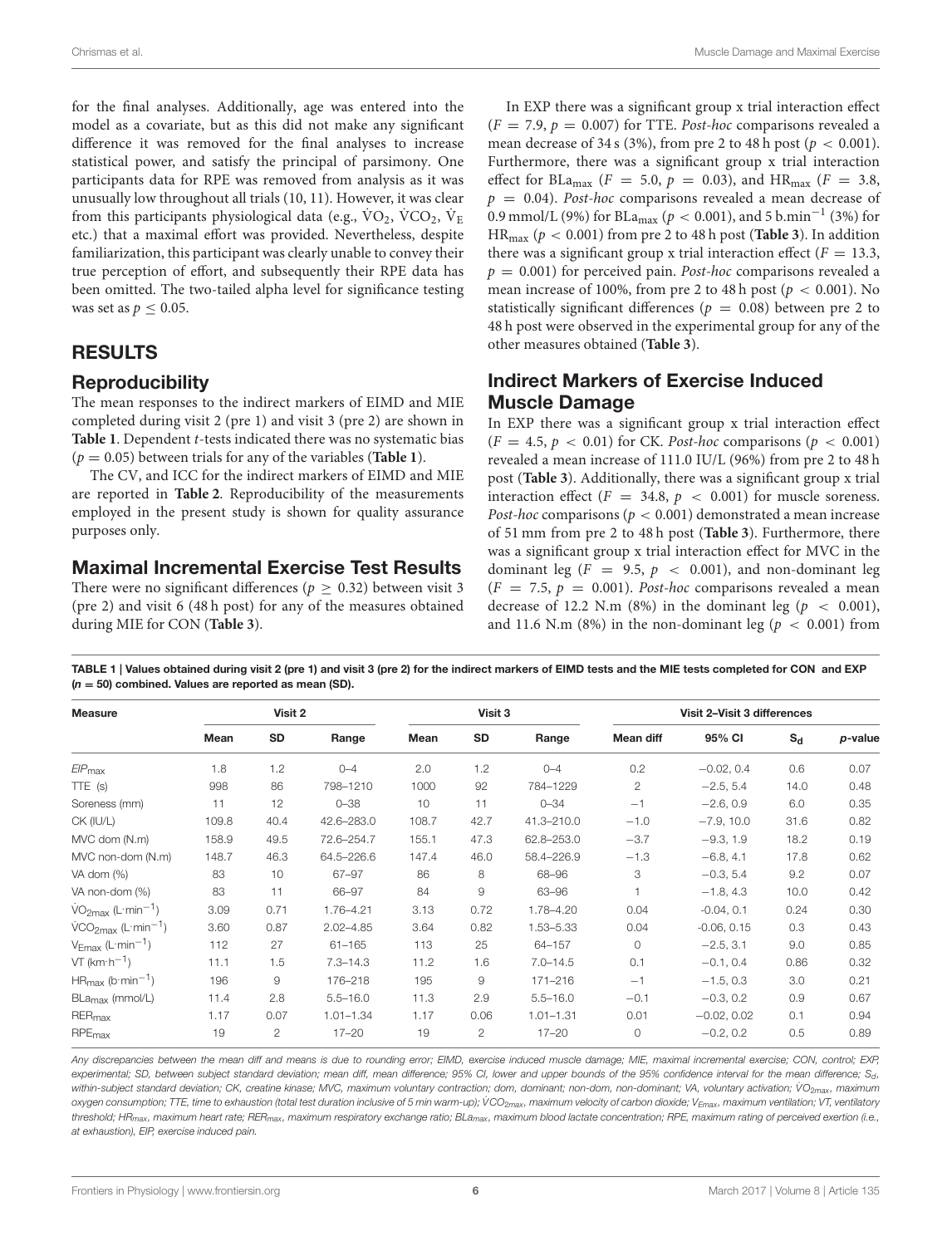for the final analyses. Additionally, age was entered into the model as a covariate, but as this did not make any significant difference it was removed for the final analyses to increase statistical power, and satisfy the principal of parsimony. One participants data for RPE was removed from analysis as it was unusually low throughout all trials (10, 11). However, it was clear from this participants physiological data (e.g., $\dot{V}O_2$, $\dot{V}CO_2$, $\dot{V}_E$ etc.) that a maximal effort was provided. Nevertheless, despite familiarization, this participant was clearly unable to convey their true perception of effort, and subsequently their RPE data has been omitted. The two-tailed alpha level for significance testing was set as $p \leq 0.05$.

## RESULTS

### Reproducibility

The mean responses to the indirect markers of EIMD and MIE completed during visit 2 (pre 1) and visit 3 (pre 2) are shown in **Table 1**. Dependent *t*-tests indicated there was no systematic bias ($p = 0.05$) between trials for any of the variables (**Table 1**).

The CV, and ICC for the indirect markers of EIMD and MIE are reported in **Table 2**. Reproducibility of the measurements employed in the present study is shown for quality assurance purposes only.

### Maximal Incremental Exercise Test Results

There were no significant differences ($p \geq 0.32$) between visit 3 (pre 2) and visit 6 (48 h post) for any of the measures obtained during MIE for CON (**Table 3**).

In EXP there was a significant group x trial interaction effect ($F = 7.9$, $p = 0.007$) for TTE. *Post-hoc* comparisons revealed a mean decrease of 34 s (3%), from pre 2 to 48 h post ($p < 0.001$). Furthermore, there was a significant group x trial interaction effect for $BLa_{max}$ ($F = 5.0$, $p = 0.03$), and $HR_{max}$ ($F = 3.8$, $p = 0.04$). *Post-hoc* comparisons revealed a mean decrease of 0.9 mmol/L (9%) for $BLa_{max}$ ($p < 0.001$), and 5 b.min$^{-1}$ (3%) for $HR_{max}$ ($p < 0.001$) from pre 2 to 48 h post (**Table 3**). In addition there was a significant group x trial interaction effect ($F = 13.3$, $p = 0.001$) for perceived pain. *Post-hoc* comparisons revealed a mean increase of 100%, from pre 2 to 48 h post ($p < 0.001$). No statistically significant differences ($p = 0.08$) between pre 2 to 48 h post were observed in the experimental group for any of the other measures obtained (**Table 3**).

### Indirect Markers of Exercise Induced Muscle Damage

In EXP there was a significant group x trial interaction effect ($F = 4.5$, $p < 0.01$) for CK. *Post-hoc* comparisons ($p < 0.001$) revealed a mean increase of 111.0 IU/L (96%) from pre 2 to 48 h post (**Table 3**). Additionally, there was a significant group x trial interaction effect ($F = 34.8$, $p < 0.001$) for muscle soreness. *Post-hoc* comparisons ($p < 0.001$) demonstrated a mean increase of 51 mm from pre 2 to 48 h post (**Table 3**). Furthermore, there was a significant group x trial interaction effect for MVC in the dominant leg ($F = 9.5$, $p < 0.001$), and non-dominant leg ($F = 7.5$, $p = 0.001$). *Post-hoc* comparisons revealed a mean decrease of 12.2 N.m (8%) in the dominant leg ($p < 0.001$), and 11.6 N.m (8%) in the non-dominant leg ($p < 0.001$) from

**TABLE 1 | Values obtained during visit 2 (pre 1) and visit 3 (pre 2) for the indirect markers of EIMD tests and the MIE tests completed for CON and EXP ($n = 50$) combined. Values are reported as mean (SD).**

| Measure | Visit 2 | | | Visit 3 | | | Visit 2–Visit 3 differences | | | |
|---|---|---|---|---|---|---|---|---|---|---|
| | Mean | SD | Range | Mean | SD | Range | Mean diff | 95% CI | $S_d$ | *p*-value |
| $EIP_{max}$ | 1.8 | 1.2 | 0–4 | 2.0 | 1.2 | 0–4 | 0.2 | −0.02, 0.4 | 0.6 | 0.07 |
| TTE (s) | 998 | 86 | 798–1210 | 1000 | 92 | 784–1229 | 2 | −2.5, 5.4 | 14.0 | 0.48 |
| Soreness (mm) | 11 | 12 | 0–38 | 10 | 11 | 0–34 | −1 | −2.6, 0.9 | 6.0 | 0.35 |
| CK (IU/L) | 109.8 | 40.4 | 42.6–283.0 | 108.7 | 42.7 | 41.3–210.0 | −1.0 | −7.9, 10.0 | 31.6 | 0.82 |
| MVC dom (N.m) | 158.9 | 49.5 | 72.6–254.7 | 155.1 | 47.3 | 62.8–253.0 | −3.7 | −9.3, 1.9 | 18.2 | 0.19 |
| MVC non-dom (N.m) | 148.7 | 46.3 | 64.5–226.6 | 147.4 | 46.0 | 58.4–226.9 | −1.3 | −6.8, 4.1 | 17.8 | 0.62 |
| VA dom (%) | 83 | 10 | 67–97 | 86 | 8 | 68–96 | 3 | −0.3, 5.4 | 9.2 | 0.07 |
| VA non-dom (%) | 83 | 11 | 66–97 | 84 | 9 | 63–96 | 1 | −1.8, 4.3 | 10.0 | 0.42 |
| $\dot{V}O_{2max}$ (L·min$^{-1}$) | 3.09 | 0.71 | 1.76–4.21 | 3.13 | 0.72 | 1.78–4.20 | 0.04 | −0.04, 0.1 | 0.24 | 0.30 |
| $\dot{V}CO_{2max}$ (L·min$^{-1}$) | 3.60 | 0.87 | 2.02–4.85 | 3.64 | 0.82 | 1.53–5.33 | 0.04 | -0.06, 0.15 | 0.3 | 0.43 |
| $V_{Emax}$ (L·min$^{-1}$) | 112 | 27 | 61–165 | 113 | 25 | 64–157 | 0 | −2.5, 3.1 | 9.0 | 0.85 |
| VT (km·h$^{-1}$) | 11.1 | 1.5 | 7.3–14.3 | 11.2 | 1.6 | 7.0–14.5 | 0.1 | −0.1, 0.4 | 0.86 | 0.32 |
| $HR_{max}$ (b·min$^{-1}$) | 196 | 9 | 176–218 | 195 | 9 | 171–216 | −1 | −1.5, 0.3 | 3.0 | 0.21 |
| $BLa_{max}$ (mmol/L) | 11.4 | 2.8 | 5.5–16.0 | 11.3 | 2.9 | 5.5–16.0 | −0.1 | −0.3, 0.2 | 0.9 | 0.67 |
| $RER_{max}$ | 1.17 | 0.07 | 1.01–1.34 | 1.17 | 0.06 | 1.01–1.31 | 0.01 | −0.02, 0.02 | 0.1 | 0.94 |
| $RPE_{max}$ | 19 | 2 | 17–20 | 19 | 2 | 17–20 | 0 | −0.2, 0.2 | 0.5 | 0.89 |

*Any discrepancies between the mean diff and means is due to rounding error; EIMD, exercise induced muscle damage; MIE, maximal incremental exercise; CON, control; EXP, experimental; SD, between subject standard deviation; mean diff, mean difference; 95% CI, lower and upper bounds of the 95% confidence interval for the mean difference; $S_d$, within-subject standard deviation; CK, creatine kinase; MVC, maximum voluntary contraction; dom, dominant; non-dom, non-dominant; VA, voluntary activation; $\dot{V}O_{2max}$, maximum oxygen consumption; TTE, time to exhaustion (total test duration inclusive of 5 min warm-up); $\dot{V}CO_{2max}$, maximum velocity of carbon dioxide; $V_{Emax}$, maximum ventilation; VT, ventilatory threshold; $HR_{max}$, maximum heart rate; $RER_{max}$, maximum respiratory exchange ratio; $BLa_{max}$, maximum blood lactate concentration; RPE, maximum rating of perceived exertion (i.e., at exhaustion), EIP, exercise induced pain.*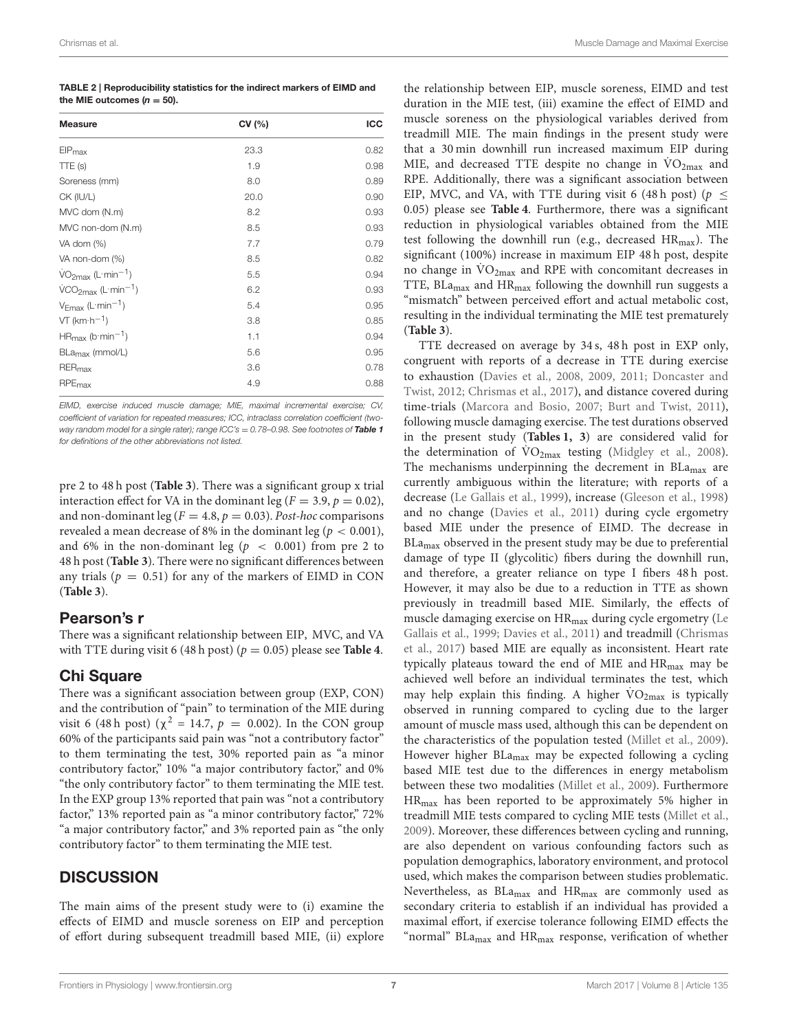**TABLE 2 | Reproducibility statistics for the indirect markers of EIMD and the MIE outcomes ($n = 50$).**

| Measure | CV (%) | ICC |
|---|---|---|
| $EIP_{max}$ | 23.3 | 0.82 |
| TTE (s) | 1.9 | 0.98 |
| Soreness (mm) | 8.0 | 0.89 |
| CK (IU/L) | 20.0 | 0.90 |
| MVC dom (N.m) | 8.2 | 0.93 |
| MVC non-dom (N.m) | 8.5 | 0.93 |
| VA dom (%) | 7.7 | 0.79 |
| VA non-dom (%) | 8.5 | 0.82 |
| $\dot{V}O_{2max}$ ($L \cdot min^{-1}$) | 5.5 | 0.94 |
| $\dot{V}CO_{2max}$ ($L \cdot min^{-1}$) | 6.2 | 0.93 |
| $V_{Emax}$ ($L \cdot min^{-1}$) | 5.4 | 0.95 |
| VT ($km \cdot h^{-1}$) | 3.8 | 0.85 |
| $HR_{max}$ ($b \cdot min^{-1}$) | 1.1 | 0.94 |
| $BLa_{max}$ (mmol/L) | 5.6 | 0.95 |
| $RER_{max}$ | 3.6 | 0.78 |
| $RPE_{max}$ | 4.9 | 0.88 |

*EIMD, exercise induced muscle damage; MIE, maximal incremental exercise; CV, coefficient of variation for repeated measures; ICC, intraclass correlation coefficient (two-way random model for a single rater); range ICC's = 0.78–0.98. See footnotes of* ***Table 1*** *for definitions of the other abbreviations not listed.*

pre 2 to 48 h post (**Table 3**). There was a significant group x trial interaction effect for VA in the dominant leg ($F = 3.9$, $p = 0.02$), and non-dominant leg ($F = 4.8$, $p = 0.03$). *Post-hoc* comparisons revealed a mean decrease of 8% in the dominant leg ($p < 0.001$), and 6% in the non-dominant leg ($p < 0.001$) from pre 2 to 48 h post (**Table 3**). There were no significant differences between any trials ($p = 0.51$) for any of the markers of EIMD in CON (**Table 3**).

## Pearson's r

There was a significant relationship between EIP, MVC, and VA with TTE during visit 6 (48 h post) ($p = 0.05$) please see **Table 4**.

## Chi Square

There was a significant association between group (EXP, CON) and the contribution of "pain" to termination of the MIE during visit 6 (48 h post) ($\chi^2 = 14.7$, $p = 0.002$). In the CON group 60% of the participants said pain was "not a contributory factor" to them terminating the test, 30% reported pain as "a minor contributory factor," 10% "a major contributory factor," and 0% "the only contributory factor" to them terminating the MIE test. In the EXP group 13% reported that pain was "not a contributory factor," 13% reported pain as "a minor contributory factor," 72% "a major contributory factor," and 3% reported pain as "the only contributory factor" to them terminating the MIE test.

# DISCUSSION

The main aims of the present study were to (i) examine the effects of EIMD and muscle soreness on EIP and perception of effort during subsequent treadmill based MIE, (ii) explore the relationship between EIP, muscle soreness, EIMD and test duration in the MIE test, (iii) examine the effect of EIMD and muscle soreness on the physiological variables derived from treadmill MIE. The main findings in the present study were that a 30 min downhill run increased maximum EIP during MIE, and decreased TTE despite no change in $\dot{V}O_{2max}$ and RPE. Additionally, there was a significant association between EIP, MVC, and VA, with TTE during visit 6 (48 h post) ($p \leq 0.05$) please see **Table 4**. Furthermore, there was a significant reduction in physiological variables obtained from the MIE test following the downhill run (e.g., decreased $HR_{max}$). The significant (100%) increase in maximum EIP 48 h post, despite no change in $\dot{V}O_{2max}$ and RPE with concomitant decreases in TTE, $BLa_{max}$ and $HR_{max}$ following the downhill run suggests a "mismatch" between perceived effort and actual metabolic cost, resulting in the individual terminating the MIE test prematurely (**Table 3**).

TTE decreased on average by 34 s, 48 h post in EXP only, congruent with reports of a decrease in TTE during exercise to exhaustion (Davies et al., 2008, 2009, 2011; Doncaster and Twist, 2012; Chrismas et al., 2017), and distance covered during time-trials (Marcora and Bosio, 2007; Burt and Twist, 2011), following muscle damaging exercise. The test durations observed in the present study (**Tables 1, 3**) are considered valid for the determination of $\dot{V}O_{2max}$ testing (Midgley et al., 2008). The mechanisms underpinning the decrement in $BLa_{max}$ are currently ambiguous within the literature; with reports of a decrease (Le Gallais et al., 1999), increase (Gleeson et al., 1998) and no change (Davies et al., 2011) during cycle ergometry based MIE under the presence of EIMD. The decrease in $BLa_{max}$ observed in the present study may be due to preferential damage of type II (glycolitic) fibers during the downhill run, and therefore, a greater reliance on type I fibers 48 h post. However, it may also be due to a reduction in TTE as shown previously in treadmill based MIE. Similarly, the effects of muscle damaging exercise on $HR_{max}$ during cycle ergometry (Le Gallais et al., 1999; Davies et al., 2011) and treadmill (Chrismas et al., 2017) based MIE are equally as inconsistent. Heart rate typically plateaus toward the end of MIE and $HR_{max}$ may be achieved well before an individual terminates the test, which may help explain this finding. A higher $\dot{V}O_{2max}$ is typically observed in running compared to cycling due to the larger amount of muscle mass used, although this can be dependent on the characteristics of the population tested (Millet et al., 2009). However higher $BLa_{max}$ may be expected following a cycling based MIE test due to the differences in energy metabolism between these two modalities (Millet et al., 2009). Furthermore $HR_{max}$ has been reported to be approximately 5% higher in treadmill MIE tests compared to cycling MIE tests (Millet et al., 2009). Moreover, these differences between cycling and running, are also dependent on various confounding factors such as population demographics, laboratory environment, and protocol used, which makes the comparison between studies problematic. Nevertheless, as $BLa_{max}$ and $HR_{max}$ are commonly used as secondary criteria to establish if an individual has provided a maximal effort, if exercise tolerance following EIMD effects the "normal" $BLa_{max}$ and $HR_{max}$ response, verification of whether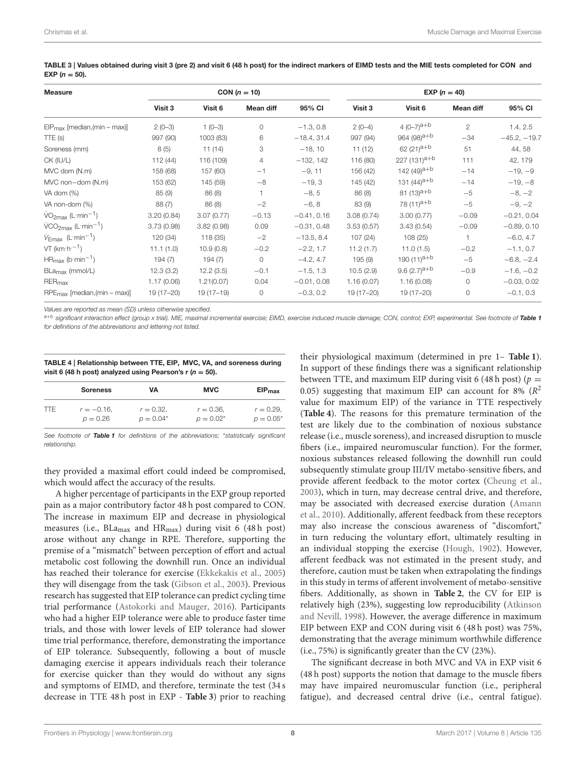**TABLE 3 | Values obtained during visit 3 (pre 2) and visit 6 (48 h post) for the indirect markers of EIMD tests and the MIE tests completed for CON and EXP ($n = 50$).**

| Measure | CON ($n = 10$) | | | | EXP ($n = 40$) | | | |
|---|---|---|---|---|---|---|---|---|
| | Visit 3 | Visit 6 | Mean diff | 95% CI | Visit 3 | Visit 6 | Mean diff | 95% CI |
| $EIP_{max}$ [median,(min – max)] | 2 (0–3) | 1 (0–3) | 0 | −1.3, 0.8 | 2 (0–4) | 4 (0–7)[a+b] | 2 | 1.4, 2.5 |
| TTE (s) | 997 (90) | 1003 (83) | 6 | −18.4, 31.4 | 997 (94) | 964 (98)[a+b] | −34 | −45.2, −19.7 |
| Soreness (mm) | 8 (5) | 11 (14) | 3 | −18, 10 | 11 (12) | 62 (21)[a+b] | 51 | 44, 58 |
| CK (IU/L) | 112 (44) | 116 (109) | 4 | −132, 142 | 116 (80) | 227 (131)[a+b] | 111 | 42, 179 |
| MVC dom (N.m) | 158 (68) | 157 (60) | −1 | −9, 11 | 156 (42) | 142 (49)[a+b] | −14 | −19, −9 |
| MVC non−dom (N.m) | 153 (62) | 145 (59) | −8 | −19, 3 | 145 (42) | 131 (44)[a+b] | −14 | −19, −8 |
| VA dom (%) | 85 (9) | 86 (8) | 1 | −8, 5 | 86 (8) | 81 (13)[a+b] | −5 | −8, −2 |
| VA non-dom (%) | 88 (7) | 86 (8) | −2 | −6, 8 | 83 (9) | 78 (11)[a+b] | −5 | −9, −2 |
| $\dot{V}O_{2max}$ ($L \cdot min^{-1}$) | 3.20 (0.84) | 3.07 (0.77) | −0.13 | −0.41, 0.16 | 3.08 (0.74) | 3.00 (0.77) | −0.09 | −0.21, 0.04 |
| $\dot{V}CO_{2max}$ ($L \cdot min^{-1}$) | 3.73 (0.98) | 3.82 (0.98) | 0.09 | −0.31, 0.48 | 3.53 (0.57) | 3.43 (0.54) | −0.09 | −0.89, 0.10 |
| $\dot{V}_{Emax}$ ($L \cdot min^{-1}$) | 120 (34) | 118 (35) | −2 | −13.5, 8.4 | 107 (24) | 108 (25) | 1 | −6.0, 4.7 |
| VT ($km \cdot h^{-1}$) | 11.1 (1.0) | 10.9 (0.8) | −0.2 | −2.2, 1.7 | 11.2 (1.7) | 11.0 (1.5) | −0.2 | −1.1, 0.7 |
| $HR_{max}$ ($b \cdot min^{-1}$) | 194 (7) | 194 (7) | 0 | −4.2, 4.7 | 195 (9) | 190 (11)[a+b] | −5 | −6.8, −2.4 |
| $BLa_{max}$ (mmol/L) | 12.3 (3.2) | 12.2 (3.5) | −0.1 | −1.5, 1.3 | 10.5 (2.9) | 9.6 (2.7)[a+b] | −0.9 | −1.6, −0.2 |
| $RER_{max}$ | 1.17 (0.06) | 1.21(0.07) | 0.04 | −0.01, 0.08 | 1.16 (0.07) | 1.16 (0.08) | 0 | −0.03, 0.02 |
| $RPE_{max}$ [median,(min – max)] | 19 (17–20) | 19 (17–19) | 0 | −0.3, 0.2 | 19 (17–20) | 19 (17–20) | 0 | −0.1, 0.3 |

*Values are reported as mean (SD) unless otherwise specified.*

*[a+b] significant interaction effect (group x trial). MIE, maximal incremental exercise; EIMD, exercise induced muscle damage; CON, control; EXP, experimental. See footnote of **Table 1** for definitions of the abbreviations and lettering not listed.*

**TABLE 4 | Relationship between TTE, EIP, MVC, VA, and soreness during visit 6 (48 h post) analyzed using Pearson's r ($n = 50$).**

| | Soreness | VA | MVC | $EIP_{max}$ |
|---|---|---|---|---|
| TTE | $r = -0.16$, $p = 0.26$ | $r = 0.32$, $p = 0.04$* | $r = 0.36$, $p = 0.02$* | $r = 0.29$, $p = 0.05$* |

*See footnote of **Table 1** for definitions of the abbreviations; \*statistically significant relationship.*

they provided a maximal effort could indeed be compromised, which would affect the accuracy of the results.

A higher percentage of participants in the EXP group reported pain as a major contributory factor 48 h post compared to CON. The increase in maximum EIP and decrease in physiological measures (i.e., $BLa_{max}$ and $HR_{max}$) during visit 6 (48 h post) arose without any change in RPE. Therefore, supporting the premise of a "mismatch" between perception of effort and actual metabolic cost following the downhill run. Once an individual has reached their tolerance for exercise (Ekkekakis et al., 2005) they will disengage from the task (Gibson et al., 2003). Previous research has suggested that EIP tolerance can predict cycling time trial performance (Astokorki and Mauger, 2016). Participants who had a higher EIP tolerance were able to produce faster time trials, and those with lower levels of EIP tolerance had slower time trial performance, therefore, demonstrating the importance of EIP tolerance. Subsequently, following a bout of muscle damaging exercise it appears individuals reach their tolerance for exercise quicker than they would do without any signs and symptoms of EIMD, and therefore, terminate the test (34 s decrease in TTE 48 h post in EXP - **Table 3**) prior to reaching their physiological maximum (determined in pre 1– **Table 1**). In support of these findings there was a significant relationship between TTE, and maximum EIP during visit 6 (48 h post) ($p = 0.05$) suggesting that maximum EIP can account for 8% ($R^2$ value for maximum EIP) of the variance in TTE respectively (**Table 4**). The reasons for this premature termination of the test are likely due to the combination of noxious substance release (i.e., muscle soreness), and increased disruption to muscle fibers (i.e., impaired neuromuscular function). For the former, noxious substances released following the downhill run could subsequently stimulate group III/IV metabo-sensitive fibers, and provide afferent feedback to the motor cortex (Cheung et al., 2003), which in turn, may decrease central drive, and therefore, may be associated with decreased exercise duration (Amann et al., 2010). Additionally, afferent feedback from these receptors may also increase the conscious awareness of "discomfort," in turn reducing the voluntary effort, ultimately resulting in an individual stopping the exercise (Hough, 1902). However, afferent feedback was not estimated in the present study, and therefore, caution must be taken when extrapolating the findings in this study in terms of afferent involvement of metabo-sensitive fibers. Additionally, as shown in **Table 2**, the CV for EIP is relatively high (23%), suggesting low reproducibility (Atkinson and Nevill, 1998). However, the average difference in maximum EIP between EXP and CON during visit 6 (48 h post) was 75%, demonstrating that the average minimum worthwhile difference (i.e., 75%) is significantly greater than the CV (23%).

The significant decrease in both MVC and VA in EXP visit 6 (48 h post) supports the notion that damage to the muscle fibers may have impaired neuromuscular function (i.e., peripheral fatigue), and decreased central drive (i.e., central fatigue).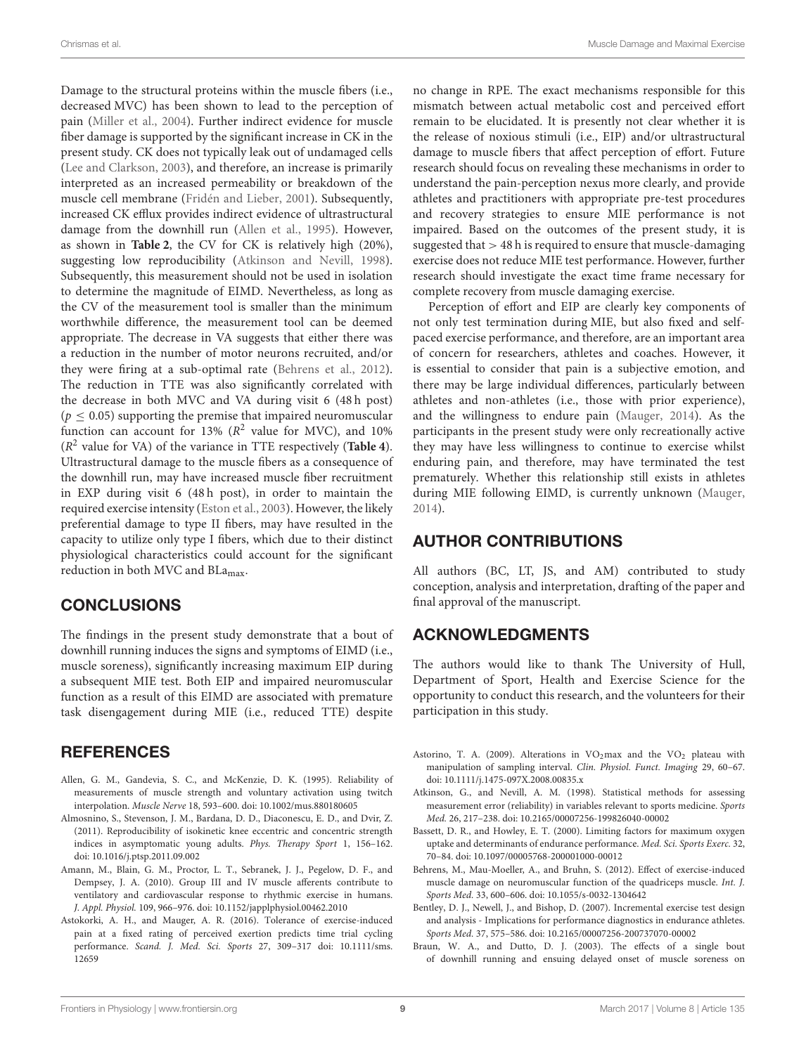Damage to the structural proteins within the muscle fibers (i.e., decreased MVC) has been shown to lead to the perception of pain (Miller et al., 2004). Further indirect evidence for muscle fiber damage is supported by the significant increase in CK in the present study. CK does not typically leak out of undamaged cells (Lee and Clarkson, 2003), and therefore, an increase is primarily interpreted as an increased permeability or breakdown of the muscle cell membrane (Fridén and Lieber, 2001). Subsequently, increased CK efflux provides indirect evidence of ultrastructural damage from the downhill run (Allen et al., 1995). However, as shown in **Table 2**, the CV for CK is relatively high (20%), suggesting low reproducibility (Atkinson and Nevill, 1998). Subsequently, this measurement should not be used in isolation to determine the magnitude of EIMD. Nevertheless, as long as the CV of the measurement tool is smaller than the minimum worthwhile difference, the measurement tool can be deemed appropriate. The decrease in VA suggests that either there was a reduction in the number of motor neurons recruited, and/or they were firing at a sub-optimal rate (Behrens et al., 2012). The reduction in TTE was also significantly correlated with the decrease in both MVC and VA during visit 6 (48 h post) ($p \leq 0.05$) supporting the premise that impaired neuromuscular function can account for 13% ($R^2$ value for MVC), and 10% ($R^2$ value for VA) of the variance in TTE respectively (**Table 4**). Ultrastructural damage to the muscle fibers as a consequence of the downhill run, may have increased muscle fiber recruitment in EXP during visit 6 (48 h post), in order to maintain the required exercise intensity (Eston et al., 2003). However, the likely preferential damage to type II fibers, may have resulted in the capacity to utilize only type I fibers, which due to their distinct physiological characteristics could account for the significant reduction in both MVC and $BLa_{max}$.

## CONCLUSIONS

The findings in the present study demonstrate that a bout of downhill running induces the signs and symptoms of EIMD (i.e., muscle soreness), significantly increasing maximum EIP during a subsequent MIE test. Both EIP and impaired neuromuscular function as a result of this EIMD are associated with premature task disengagement during MIE (i.e., reduced TTE) despite no change in RPE. The exact mechanisms responsible for this mismatch between actual metabolic cost and perceived effort remain to be elucidated. It is presently not clear whether it is the release of noxious stimuli (i.e., EIP) and/or ultrastructural damage to muscle fibers that affect perception of effort. Future research should focus on revealing these mechanisms in order to understand the pain-perception nexus more clearly, and provide athletes and practitioners with appropriate pre-test procedures and recovery strategies to ensure MIE performance is not impaired. Based on the outcomes of the present study, it is suggested that > 48 h is required to ensure that muscle-damaging exercise does not reduce MIE test performance. However, further research should investigate the exact time frame necessary for complete recovery from muscle damaging exercise.

Perception of effort and EIP are clearly key components of not only test termination during MIE, but also fixed and self-paced exercise performance, and therefore, are an important area of concern for researchers, athletes and coaches. However, it is essential to consider that pain is a subjective emotion, and there may be large individual differences, particularly between athletes and non-athletes (i.e., those with prior experience), and the willingness to endure pain (Mauger, 2014). As the participants in the present study were only recreationally active they may have less willingness to continue to exercise whilst enduring pain, and therefore, may have terminated the test prematurely. Whether this relationship still exists in athletes during MIE following EIMD, is currently unknown (Mauger, 2014).

## AUTHOR CONTRIBUTIONS

All authors (BC, LT, JS, and AM) contributed to study conception, analysis and interpretation, drafting of the paper and final approval of the manuscript.

## ACKNOWLEDGMENTS

The authors would like to thank The University of Hull, Department of Sport, Health and Exercise Science for the opportunity to conduct this research, and the volunteers for their participation in this study.

## REFERENCES

Allen, G. M., Gandevia, S. C., and McKenzie, D. K. (1995). Reliability of measurements of muscle strength and voluntary activation using twitch interpolation. *Muscle Nerve* 18, 593–600. doi: 10.1002/mus.880180605

Almosnino, S., Stevenson, J. M., Bardana, D. D., Diaconescu, E. D., and Dvir, Z. (2011). Reproducibility of isokinetic knee eccentric and concentric strength indices in asymptomatic young adults. *Phys. Therapy Sport* 1, 156–162. doi: 10.1016/j.ptsp.2011.09.002

Amann, M., Blain, G. M., Proctor, L. T., Sebranek, J. J., Pegelow, D. F., and Dempsey, J. A. (2010). Group III and IV muscle afferents contribute to ventilatory and cardiovascular response to rhythmic exercise in humans. *J. Appl. Physiol.* 109, 966–976. doi: 10.1152/japplphysiol.00462.2010

Astokorki, A. H., and Mauger, A. R. (2016). Tolerance of exercise-induced pain at a fixed rating of perceived exertion predicts time trial cycling performance. *Scand. J. Med. Sci. Sports* 27, 309–317 doi: 10.1111/sms.12659

Astorino, T. A. (2009). Alterations in $VO_2$max and the $VO_2$ plateau with manipulation of sampling interval. *Clin. Physiol. Funct. Imaging* 29, 60–67. doi: 10.1111/j.1475-097X.2008.00835.x

Atkinson, G., and Nevill, A. M. (1998). Statistical methods for assessing measurement error (reliability) in variables relevant to sports medicine. *Sports Med.* 26, 217–238. doi: 10.2165/00007256-199826040-00002

Bassett, D. R., and Howley, E. T. (2000). Limiting factors for maximum oxygen uptake and determinants of endurance performance. *Med. Sci. Sports Exerc.* 32, 70–84. doi: 10.1097/00005768-200001000-00012

Behrens, M., Mau-Moeller, A., and Bruhn, S. (2012). Effect of exercise-induced muscle damage on neuromuscular function of the quadriceps muscle. *Int. J. Sports Med.* 33, 600–606. doi: 10.1055/s-0032-1304642

Bentley, D. J., Newell, J., and Bishop, D. (2007). Incremental exercise test design and analysis - Implications for performance diagnostics in endurance athletes. *Sports Med.* 37, 575–586. doi: 10.2165/00007256-200737070-00002

Braun, W. A., and Dutto, D. J. (2003). The effects of a single bout of downhill running and ensuing delayed onset of muscle soreness on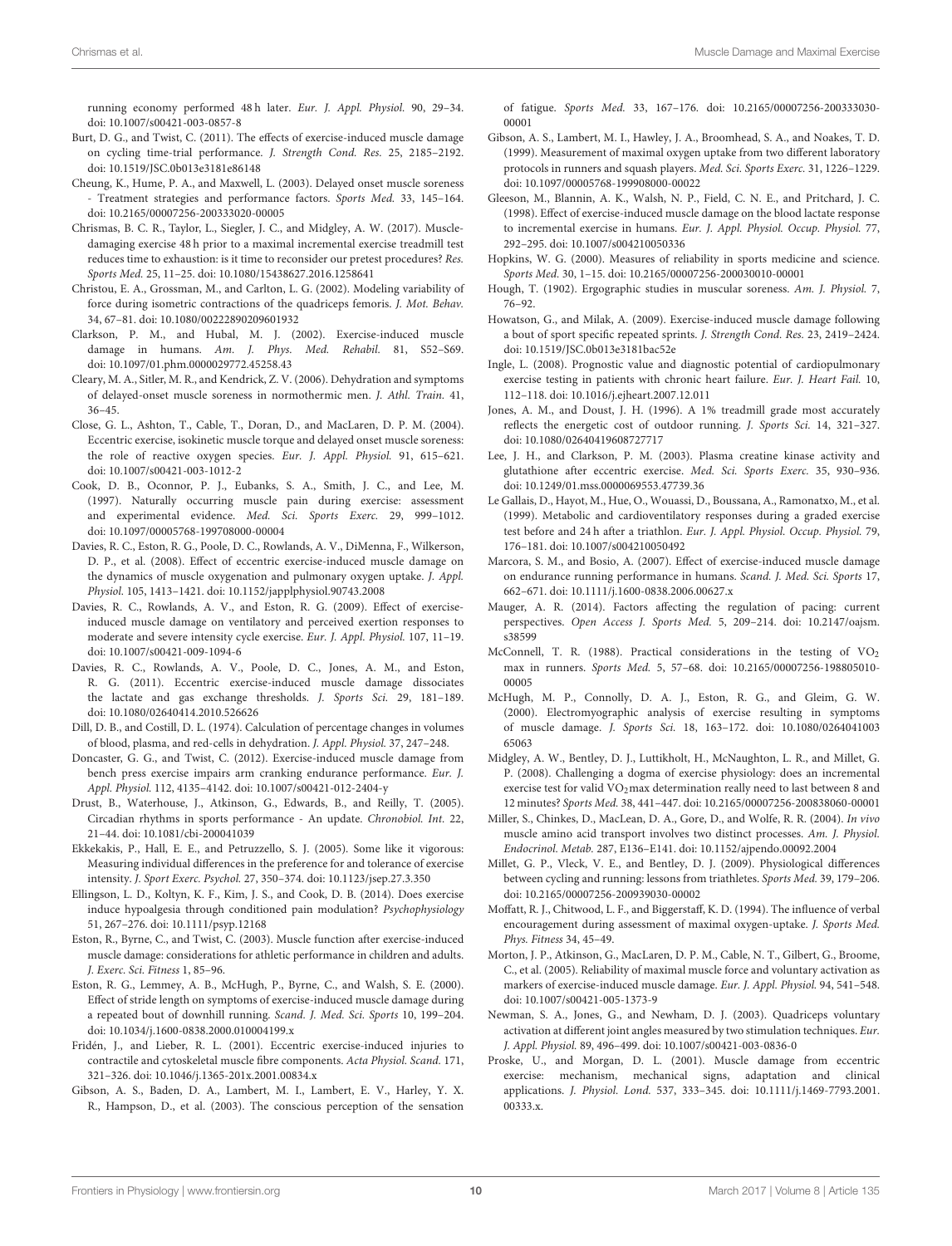running economy performed 48 h later. *Eur. J. Appl. Physiol.* 90, 29–34. doi: 10.1007/s00421-003-0857-8

Burt, D. G., and Twist, C. (2011). The effects of exercise-induced muscle damage on cycling time-trial performance. *J. Strength Cond. Res.* 25, 2185–2192. doi: 10.1519/JSC.0b013e3181e86148

Cheung, K., Hume, P. A., and Maxwell, L. (2003). Delayed onset muscle soreness - Treatment strategies and performance factors. *Sports Med.* 33, 145–164. doi: 10.2165/00007256-200333020-00005

Chrismas, B. C. R., Taylor, L., Siegler, J. C., and Midgley, A. W. (2017). Muscle-damaging exercise 48 h prior to a maximal incremental exercise treadmill test reduces time to exhaustion: is it time to reconsider our pretest procedures? *Res. Sports Med.* 25, 11–25. doi: 10.1080/15438627.2016.1258641

Christou, E. A., Grossman, M., and Carlton, L. G. (2002). Modeling variability of force during isometric contractions of the quadriceps femoris. *J. Mot. Behav.* 34, 67–81. doi: 10.1080/00222890209601932

Clarkson, P. M., and Hubal, M. J. (2002). Exercise-induced muscle damage in humans. *Am. J. Phys. Med. Rehabil.* 81, S52–S69. doi: 10.1097/01.phm.0000029772.45258.43

Cleary, M. A., Sitler, M. R., and Kendrick, Z. V. (2006). Dehydration and symptoms of delayed-onset muscle soreness in normothermic men. *J. Athl. Train.* 41, 36–45.

Close, G. L., Ashton, T., Cable, T., Doran, D., and MacLaren, D. P. M. (2004). Eccentric exercise, isokinetic muscle torque and delayed onset muscle soreness: the role of reactive oxygen species. *Eur. J. Appl. Physiol.* 91, 615–621. doi: 10.1007/s00421-003-1012-2

Cook, D. B., Oconnor, P. J., Eubanks, S. A., Smith, J. C., and Lee, M. (1997). Naturally occurring muscle pain during exercise: assessment and experimental evidence. *Med. Sci. Sports Exerc.* 29, 999–1012. doi: 10.1097/00005768-199708000-00004

Davies, R. C., Eston, R. G., Poole, D. C., Rowlands, A. V., DiMenna, F., Wilkerson, D. P., et al. (2008). Effect of eccentric exercise-induced muscle damage on the dynamics of muscle oxygenation and pulmonary oxygen uptake. *J. Appl. Physiol.* 105, 1413–1421. doi: 10.1152/japplphysiol.90743.2008

Davies, R. C., Rowlands, A. V., and Eston, R. G. (2009). Effect of exercise-induced muscle damage on ventilatory and perceived exertion responses to moderate and severe intensity cycle exercise. *Eur. J. Appl. Physiol.* 107, 11–19. doi: 10.1007/s00421-009-1094-6

Davies, R. C., Rowlands, A. V., Poole, D. C., Jones, A. M., and Eston, R. G. (2011). Eccentric exercise-induced muscle damage dissociates the lactate and gas exchange thresholds. *J. Sports Sci.* 29, 181–189. doi: 10.1080/02640414.2010.526626

Dill, D. B., and Costill, D. L. (1974). Calculation of percentage changes in volumes of blood, plasma, and red-cells in dehydration. *J. Appl. Physiol.* 37, 247–248.

Doncaster, G. G., and Twist, C. (2012). Exercise-induced muscle damage from bench press exercise impairs arm cranking endurance performance. *Eur. J. Appl. Physiol.* 112, 4135–4142. doi: 10.1007/s00421-012-2404-y

Drust, B., Waterhouse, J., Atkinson, G., Edwards, B., and Reilly, T. (2005). Circadian rhythms in sports performance - An update. *Chronobiol. Int.* 22, 21–44. doi: 10.1081/cbi-200041039

Ekkekakis, P., Hall, E. E., and Petruzzello, S. J. (2005). Some like it vigorous: Measuring individual differences in the preference for and tolerance of exercise intensity. *J. Sport Exerc. Psychol.* 27, 350–374. doi: 10.1123/jsep.27.3.350

Ellingson, L. D., Koltyn, K. F., Kim, J. S., and Cook, D. B. (2014). Does exercise induce hypoalgesia through conditioned pain modulation? *Psychophysiology* 51, 267–276. doi: 10.1111/psyp.12168

Eston, R., Byrne, C., and Twist, C. (2003). Muscle function after exercise-induced muscle damage: considerations for athletic performance in children and adults. *J. Exerc. Sci. Fitness* 1, 85–96.

Eston, R. G., Lemmey, A. B., McHugh, P., Byrne, C., and Walsh, S. E. (2000). Effect of stride length on symptoms of exercise-induced muscle damage during a repeated bout of downhill running. *Scand. J. Med. Sci. Sports* 10, 199–204. doi: 10.1034/j.1600-0838.2000.010004199.x

Fridén, J., and Lieber, R. L. (2001). Eccentric exercise-induced injuries to contractile and cytoskeletal muscle fibre components. *Acta Physiol. Scand.* 171, 321–326. doi: 10.1046/j.1365-201x.2001.00834.x

Gibson, A. S., Baden, D. A., Lambert, M. I., Lambert, E. V., Harley, Y. X. R., Hampson, D., et al. (2003). The conscious perception of the sensation of fatigue. *Sports Med.* 33, 167–176. doi: 10.2165/00007256-200333030-00001

Gibson, A. S., Lambert, M. I., Hawley, J. A., Broomhead, S. A., and Noakes, T. D. (1999). Measurement of maximal oxygen uptake from two different laboratory protocols in runners and squash players. *Med. Sci. Sports Exerc.* 31, 1226–1229. doi: 10.1097/00005768-199908000-00022

Gleeson, M., Blannin, A. K., Walsh, N. P., Field, C. N. E., and Pritchard, J. C. (1998). Effect of exercise-induced muscle damage on the blood lactate response to incremental exercise in humans. *Eur. J. Appl. Physiol. Occup. Physiol.* 77, 292–295. doi: 10.1007/s004210050336

Hopkins, W. G. (2000). Measures of reliability in sports medicine and science. *Sports Med.* 30, 1–15. doi: 10.2165/00007256-200030010-00001

Hough, T. (1902). Ergographic studies in muscular soreness. *Am. J. Physiol.* 7, 76–92.

Howatson, G., and Milak, A. (2009). Exercise-induced muscle damage following a bout of sport specific repeated sprints. *J. Strength Cond. Res.* 23, 2419–2424. doi: 10.1519/JSC.0b013e3181bac52e

Ingle, L. (2008). Prognostic value and diagnostic potential of cardiopulmonary exercise testing in patients with chronic heart failure. *Eur. J. Heart Fail.* 10, 112–118. doi: 10.1016/j.ejheart.2007.12.011

Jones, A. M., and Doust, J. H. (1996). A 1% treadmill grade most accurately reflects the energetic cost of outdoor running. *J. Sports Sci.* 14, 321–327. doi: 10.1080/02640419608727717

Lee, J. H., and Clarkson, P. M. (2003). Plasma creatine kinase activity and glutathione after eccentric exercise. *Med. Sci. Sports Exerc.* 35, 930–936. doi: 10.1249/01.mss.0000069553.47739.36

Le Gallais, D., Hayot, M., Hue, O., Wouassi, D., Boussana, A., Ramonatxo, M., et al. (1999). Metabolic and cardioventilatory responses during a graded exercise test before and 24 h after a triathlon. *Eur. J. Appl. Physiol. Occup. Physiol.* 79, 176–181. doi: 10.1007/s004210050492

Marcora, S. M., and Bosio, A. (2007). Effect of exercise-induced muscle damage on endurance running performance in humans. *Scand. J. Med. Sci. Sports* 17, 662–671. doi: 10.1111/j.1600-0838.2006.00627.x

Mauger, A. R. (2014). Factors affecting the regulation of pacing: current perspectives. *Open Access J. Sports Med.* 5, 209–214. doi: 10.2147/oajsm.s38599

McConnell, T. R. (1988). Practical considerations in the testing of $VO_2$ max in runners. *Sports Med.* 5, 57–68. doi: 10.2165/00007256-198805010-00005

McHugh, M. P., Connolly, D. A. J., Eston, R. G., and Gleim, G. W. (2000). Electromyographic analysis of exercise resulting in symptoms of muscle damage. *J. Sports Sci.* 18, 163–172. doi: 10.1080/026404100365063

Midgley, A. W., Bentley, D. J., Luttikholt, H., McNaughton, L. R., and Millet, G. P. (2008). Challenging a dogma of exercise physiology: does an incremental exercise test for valid $VO_2$max determination really need to last between 8 and 12 minutes? *Sports Med.* 38, 441–447. doi: 10.2165/00007256-200838060-00001

Miller, S., Chinkes, D., MacLean, D. A., Gore, D., and Wolfe, R. R. (2004). *In vivo* muscle amino acid transport involves two distinct processes. *Am. J. Physiol. Endocrinol. Metab.* 287, E136–E141. doi: 10.1152/ajpendo.00092.2004

Millet, G. P., Vleck, V. E., and Bentley, D. J. (2009). Physiological differences between cycling and running: lessons from triathletes. *Sports Med.* 39, 179–206. doi: 10.2165/00007256-200939030-00002

Moffatt, R. J., Chitwood, L. F., and Biggerstaff, K. D. (1994). The influence of verbal encouragement during assessment of maximal oxygen-uptake. *J. Sports Med. Phys. Fitness* 34, 45–49.

Morton, J. P., Atkinson, G., MacLaren, D. P. M., Cable, N. T., Gilbert, G., Broome, C., et al. (2005). Reliability of maximal muscle force and voluntary activation as markers of exercise-induced muscle damage. *Eur. J. Appl. Physiol.* 94, 541–548. doi: 10.1007/s00421-005-1373-9

Newman, S. A., Jones, G., and Newham, D. J. (2003). Quadriceps voluntary activation at different joint angles measured by two stimulation techniques. *Eur. J. Appl. Physiol.* 89, 496–499. doi: 10.1007/s00421-003-0836-0

Proske, U., and Morgan, D. L. (2001). Muscle damage from eccentric exercise: mechanism, mechanical signs, adaptation and clinical applications. *J. Physiol. Lond.* 537, 333–345. doi: 10.1111/j.1469-7793.2001.00333.x.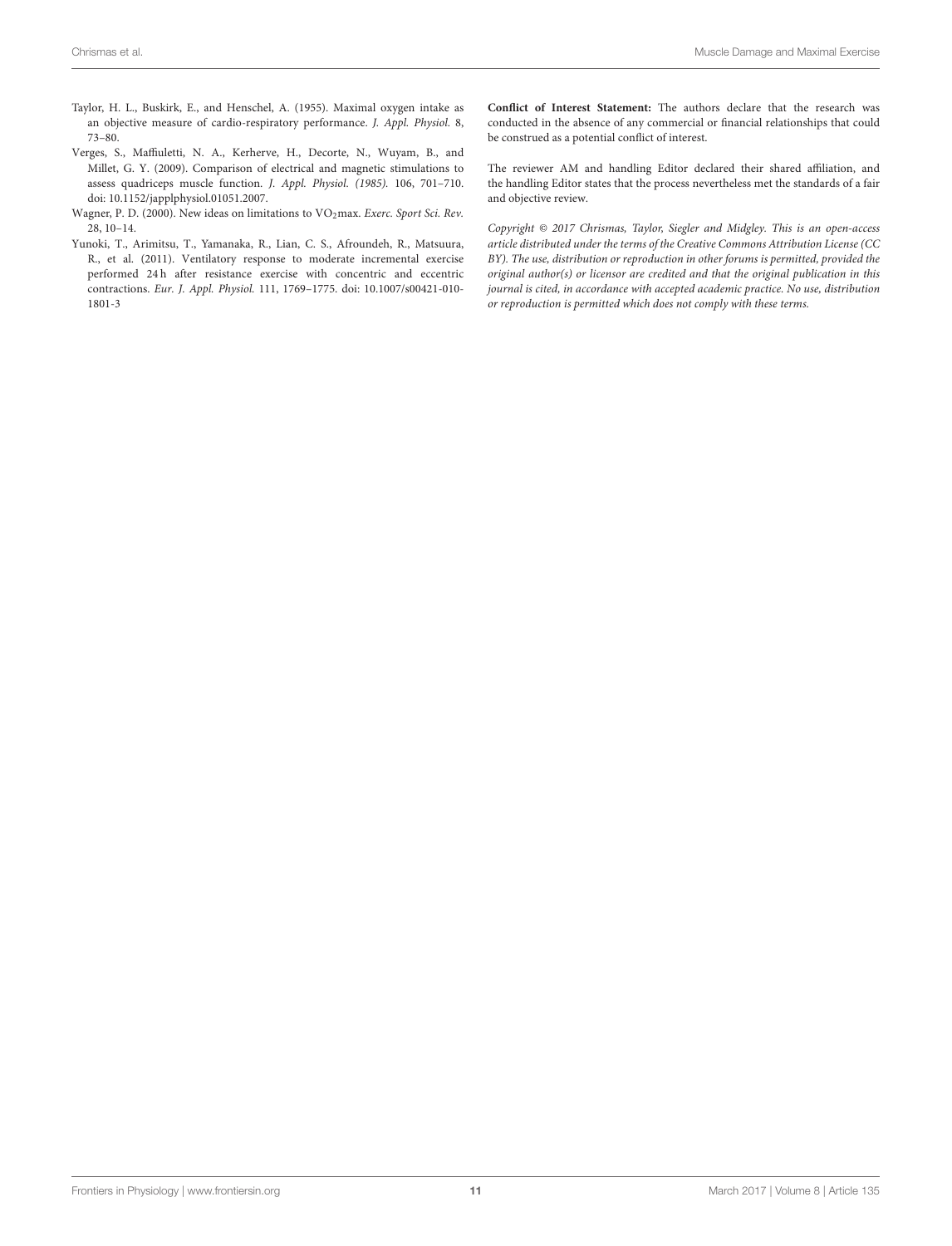Taylor, H. L., Buskirk, E., and Henschel, A. (1955). Maximal oxygen intake as an objective measure of cardio-respiratory performance. *J. Appl. Physiol.* 8, 73–80.

Verges, S., Maffiuletti, N. A., Kerherve, H., Decorte, N., Wuyam, B., and Millet, G. Y. (2009). Comparison of electrical and magnetic stimulations to assess quadriceps muscle function. *J. Appl. Physiol. (1985).* 106, 701–710. doi: 10.1152/japplphysiol.01051.2007.

Wagner, P. D. (2000). New ideas on limitations to $VO_2$max. *Exerc. Sport Sci. Rev.* 28, 10–14.

Yunoki, T., Arimitsu, T., Yamanaka, R., Lian, C. S., Afroundeh, R., Matsuura, R., et al. (2011). Ventilatory response to moderate incremental exercise performed 24 h after resistance exercise with concentric and eccentric contractions. *Eur. J. Appl. Physiol.* 111, 1769–1775. doi: 10.1007/s00421-010-1801-3

**Conflict of Interest Statement:** The authors declare that the research was conducted in the absence of any commercial or financial relationships that could be construed as a potential conflict of interest.

The reviewer AM and handling Editor declared their shared affiliation, and the handling Editor states that the process nevertheless met the standards of a fair and objective review.

*Copyright © 2017 Chrismas, Taylor, Siegler and Midgley. This is an open-access article distributed under the terms of the Creative Commons Attribution License (CC BY). The use, distribution or reproduction in other forums is permitted, provided the original author(s) or licensor are credited and that the original publication in this journal is cited, in accordance with accepted academic practice. No use, distribution or reproduction is permitted which does not comply with these terms.*